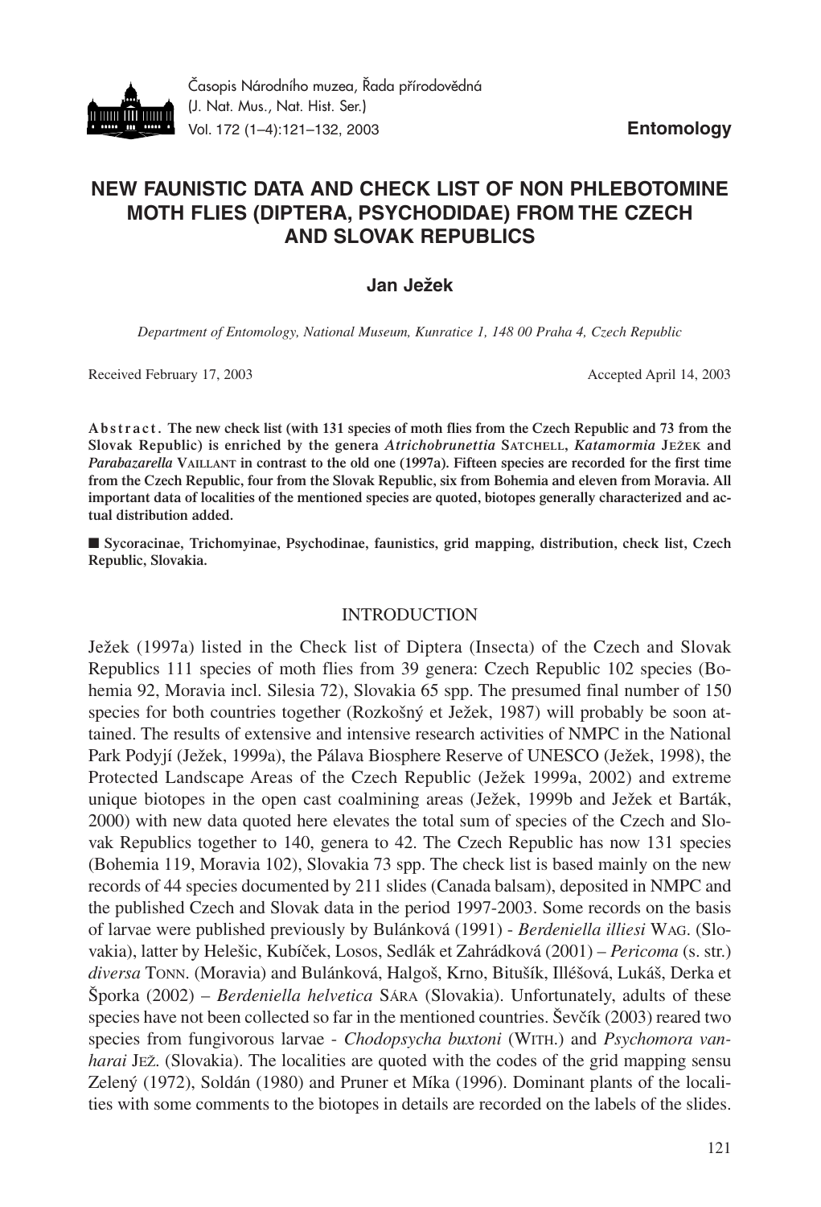Entomology

# NEW FAUNISTIC DATA AND CHECK LIST OF NON PHLEBOTOMINE MOTH FLIES (DIPTERA, PSYCHODIDAE) FROM THE CZECH AND SLOVAK REPUBLICS

**Jan Ježek**

*Department of Entomology, National Museum, Kunratice 1, 148 00 Praha 4, Czech Republic*

Received February 17, 2003 Accepted April 14, 2003

**Abstract. The new check list (with 131 species of moth flies from the Czech Republic and 73 from the Slovak Republic) is enriched by the genera *Atrichobrunettia* SATCHELL, *Katamormia* JEŽEK and *Parabazarella* VAILLANT in contrast to the old one (1997a). Fifteen species are recorded for the first time from the Czech Republic, four from the Slovak Republic, six from Bohemia and eleven from Moravia. All important data of localities of the mentioned species are quoted, biotopes generally characterized and actual distribution added.**

■ **Sycoracinae, Trichomyinae, Psychodinae, faunistics, grid mapping, distribution, check list, Czech Republic, Slovakia.**

## INTRODUCTION

Ježek (1997a) listed in the Check list of Diptera (Insecta) of the Czech and Slovak Republics 111 species of moth flies from 39 genera: Czech Republic 102 species (Bohemia 92, Moravia incl. Silesia 72), Slovakia 65 spp. The presumed final number of 150 species for both countries together (Rozkošný et Ježek, 1987) will probably be soon attained. The results of extensive and intensive research activities of NMPC in the National Park Podyjí (Ježek, 1999a), the Pálava Biosphere Reserve of UNESCO (Ježek, 1998), the Protected Landscape Areas of the Czech Republic (Ježek 1999a, 2002) and extreme unique biotopes in the open cast coalmining areas (Ježek, 1999b and Ježek et Barták, 2000) with new data quoted here elevates the total sum of species of the Czech and Slovak Republics together to 140, genera to 42. The Czech Republic has now 131 species (Bohemia 119, Moravia 102), Slovakia 73 spp. The check list is based mainly on the new records of 44 species documented by 211 slides (Canada balsam), deposited in NMPC and the published Czech and Slovak data in the period 1997-2003. Some records on the basis of larvae were published previously by Bulánková (1991) - *Berdeniella illiesi* WAG. (Slovakia), latter by Helešic, Kubíček, Losos, Sedlák et Zahrádková (2001) – *Pericoma* (s. str.) *diversa* TONN. (Moravia) and Bulánková, Halgoš, Krno, Bitušík, Illéšová, Lukáš, Derka et Šporka (2002) – *Berdeniella helvetica* SÁRA (Slovakia). Unfortunately, adults of these species have not been collected so far in the mentioned countries. Ševčík (2003) reared two species from fungivorous larvae - *Chodopsycha buxtoni* (WITH.) and *Psychomora vanharai* JEŽ. (Slovakia). The localities are quoted with the codes of the grid mapping sensu Zelený (1972), Soldán (1980) and Pruner et Míka (1996). Dominant plants of the localities with some comments to the biotopes in details are recorded on the labels of the slides.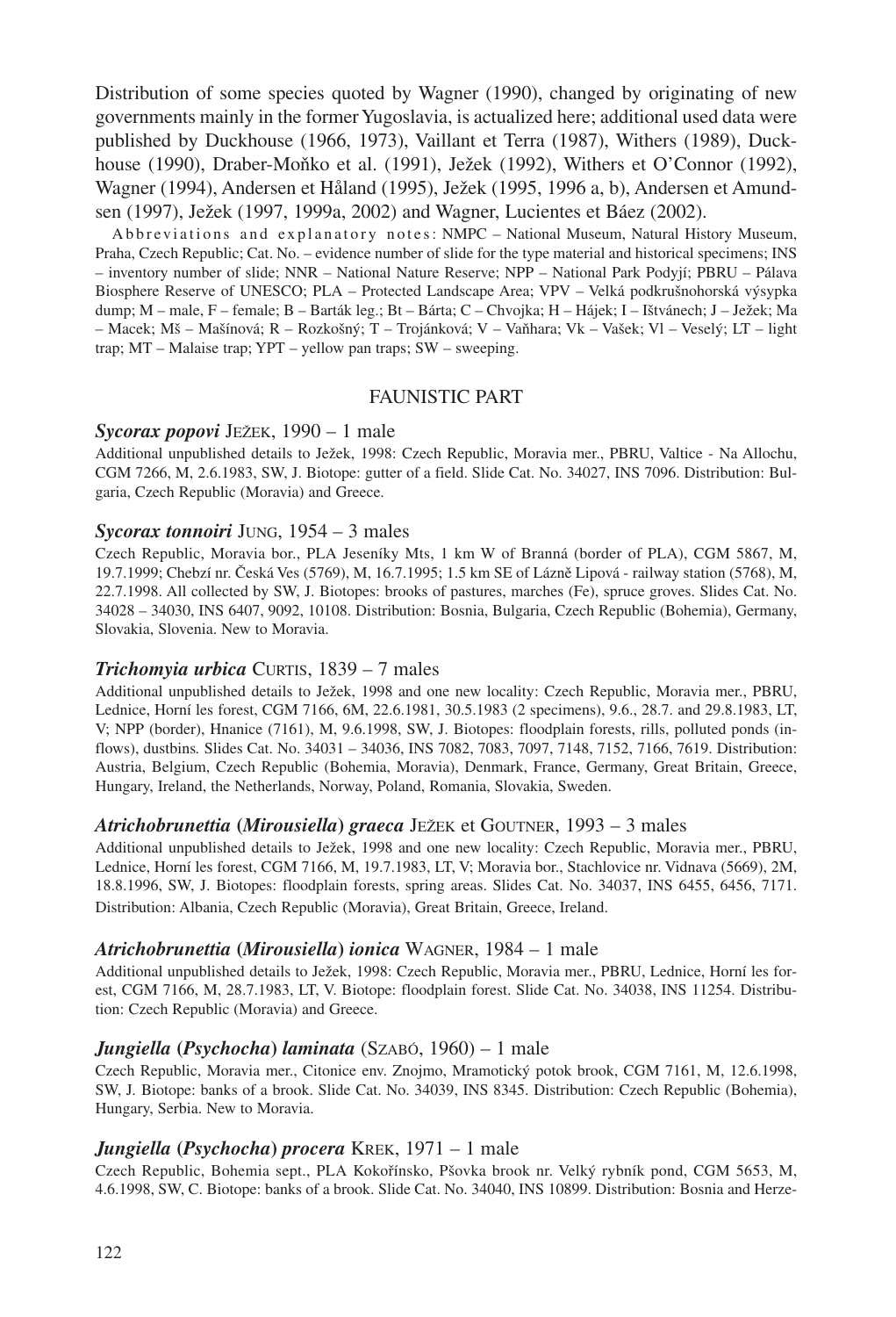Distribution of some species quoted by Wagner (1990), changed by originating of new governments mainly in the former Yugoslavia, is actualized here; additional used data were published by Duckhouse (1966, 1973), Vaillant et Terra (1987), Withers (1989), Duckhouse (1990), Draber-Moňko et al. (1991), Ježek (1992), Withers et O'Connor (1992), Wagner (1994), Andersen et Håland (1995), Ježek (1995, 1996 a, b), Andersen et Amundsen (1997), Ježek (1997, 1999a, 2002) and Wagner, Lucientes et Báez (2002).

Abbreviations and explanatory notes: NMPC – National Museum, Natural History Museum, Praha, Czech Republic; Cat. No. – evidence number of slide for the type material and historical specimens; INS – inventory number of slide; NNR – National Nature Reserve; NPP – National Park Podyjí; PBRU – Pálava Biosphere Reserve of UNESCO; PLA – Protected Landscape Area; VPV – Velká podkrušnohorská výsypka dump; M – male, F – female; B – Barták leg.; Bt – Bárta; C – Chvojka; H – Hájek; I – Ištvánech; J – Ježek; Ma – Macek; Mš – Mašínová; R – Rozkošný; T – Trojánková; V – Vaňhara; Vk – Vašek; Vl – Veselý; LT – light trap; MT – Malaise trap; YPT – yellow pan traps; SW – sweeping.

## FAUNISTIC PART

### *Sycorax popovi* Ježek, 1990 – 1 male

Additional unpublished details to Ježek, 1998: Czech Republic, Moravia mer., PBRU, Valtice - Na Allochu, CGM 7266, M, 2.6.1983, SW, J. Biotope: gutter of a field. Slide Cat. No. 34027, INS 7096. Distribution: Bulgaria, Czech Republic (Moravia) and Greece.

### *Sycorax tonnoiri* Jung, 1954 – 3 males

Czech Republic, Moravia bor., PLA Jeseníky Mts, 1 km W of Branná (border of PLA), CGM 5867, M, 19.7.1999; Chebzí nr. Česká Ves (5769), M, 16.7.1995; 1.5 km SE of Lázně Lipová - railway station (5768), M, 22.7.1998. All collected by SW, J. Biotopes: brooks of pastures, marches (Fe), spruce groves. Slides Cat. No. 34028 – 34030, INS 6407, 9092, 10108. Distribution: Bosnia, Bulgaria, Czech Republic (Bohemia), Germany, Slovakia, Slovenia. New to Moravia.

### *Trichomyia urbica* Curtis, 1839 – 7 males

Additional unpublished details to Ježek, 1998 and one new locality: Czech Republic, Moravia mer., PBRU, Lednice, Horní les forest, CGM 7166, 6M, 22.6.1981, 30.5.1983 (2 specimens), 9.6., 28.7. and 29.8.1983, LT, V; NPP (border), Hnanice (7161), M, 9.6.1998, SW, J. Biotopes: floodplain forests, rills, polluted ponds (inflows), dustbins. Slides Cat. No. 34031 – 34036, INS 7082, 7083, 7097, 7148, 7152, 7166, 7619. Distribution: Austria, Belgium, Czech Republic (Bohemia, Moravia), Denmark, France, Germany, Great Britain, Greece, Hungary, Ireland, the Netherlands, Norway, Poland, Romania, Slovakia, Sweden.

### *Atrichobrunettia (Mirousiella) graeca* Ježek et Goutner, 1993 – 3 males

Additional unpublished details to Ježek, 1998 and one new locality: Czech Republic, Moravia mer., PBRU, Lednice, Horní les forest, CGM 7166, M, 19.7.1983, LT, V; Moravia bor., Stachlovice nr. Vidnava (5669), 2M, 18.8.1996, SW, J. Biotopes: floodplain forests, spring areas. Slides Cat. No. 34037, INS 6455, 6456, 7171. Distribution: Albania, Czech Republic (Moravia), Great Britain, Greece, Ireland.

### *Atrichobrunettia (Mirousiella) ionica* Wagner, 1984 – 1 male

Additional unpublished details to Ježek, 1998: Czech Republic, Moravia mer., PBRU, Lednice, Horní les forest, CGM 7166, M, 28.7.1983, LT, V. Biotope: floodplain forest. Slide Cat. No. 34038, INS 11254. Distribution: Czech Republic (Moravia) and Greece.

### *Jungiella (Psychocha) laminata* (Szabó, 1960) – 1 male

Czech Republic, Moravia mer., Citonice env. Znojmo, Mramotický potok brook, CGM 7161, M, 12.6.1998, SW, J. Biotope: banks of a brook. Slide Cat. No. 34039, INS 8345. Distribution: Czech Republic (Bohemia), Hungary, Serbia. New to Moravia.

### *Jungiella (Psychocha) procera* Krek, 1971 – 1 male

Czech Republic, Bohemia sept., PLA Kokořínsko, Pšovka brook nr. Velký rybník pond, CGM 5653, M, 4.6.1998, SW, C. Biotope: banks of a brook. Slide Cat. No. 34040, INS 10899. Distribution: Bosnia and Herze-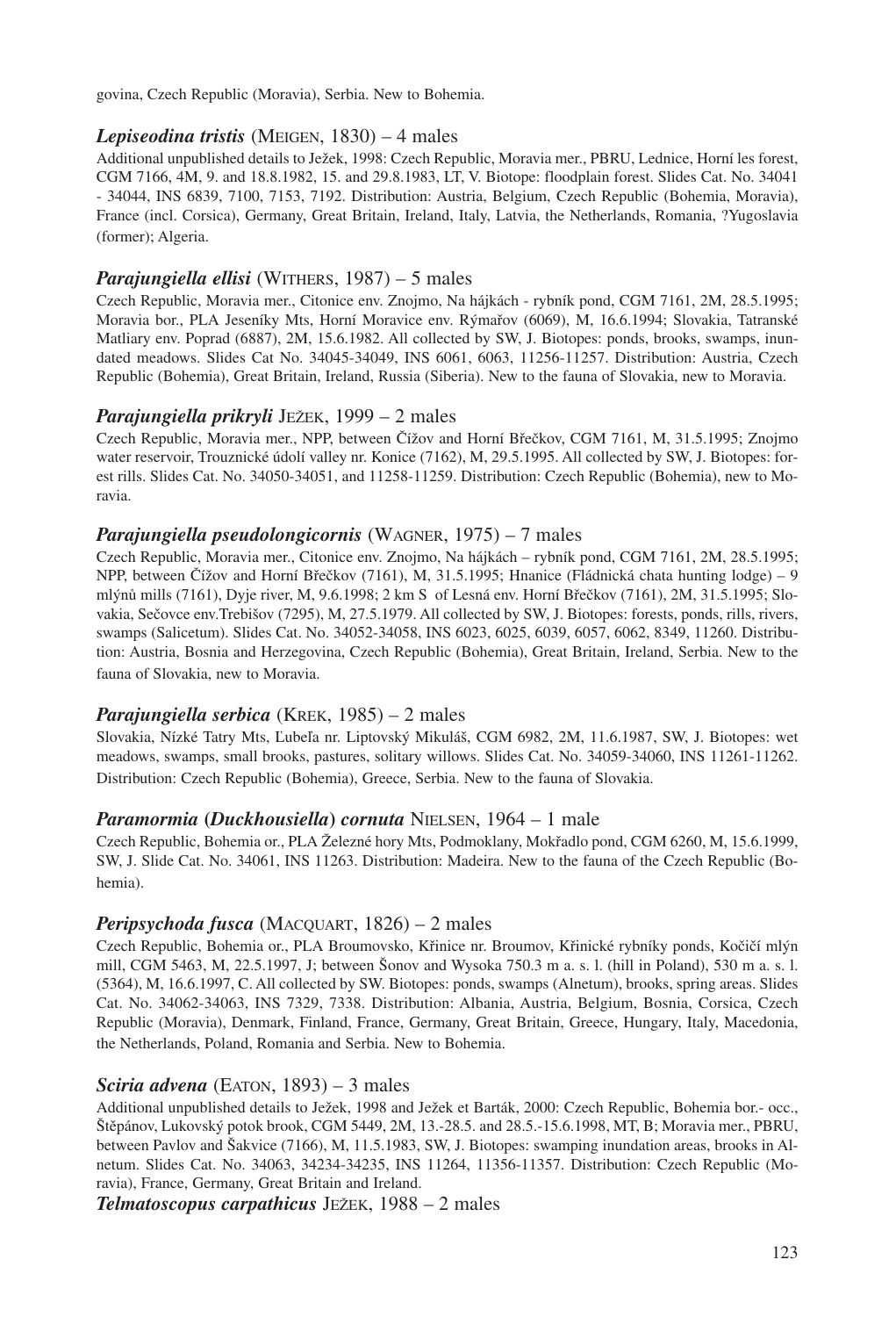govina, Czech Republic (Moravia), Serbia. New to Bohemia.

### *Lepiseodina tristis* (MEIGEN, 1830) – 4 males

Additional unpublished details to Ježek, 1998: Czech Republic, Moravia mer., PBRU, Lednice, Horní les forest, CGM 7166, 4M, 9. and 18.8.1982, 15. and 29.8.1983, LT, V. Biotope: floodplain forest. Slides Cat. No. 34041 - 34044, INS 6839, 7100, 7153, 7192. Distribution: Austria, Belgium, Czech Republic (Bohemia, Moravia), France (incl. Corsica), Germany, Great Britain, Ireland, Italy, Latvia, the Netherlands, Romania, ?Yugoslavia (former); Algeria.

### *Parajungiella ellisi* (WITHERS, 1987) – 5 males

Czech Republic, Moravia mer., Citonice env. Znojmo, Na hájkách - rybník pond, CGM 7161, 2M, 28.5.1995; Moravia bor., PLA Jeseníky Mts, Horní Moravice env. Rýmařov (6069), M, 16.6.1994; Slovakia, Tatranské Matliary env. Poprad (6887), 2M, 15.6.1982. All collected by SW, J. Biotopes: ponds, brooks, swamps, inundated meadows. Slides Cat No. 34045-34049, INS 6061, 6063, 11256-11257. Distribution: Austria, Czech Republic (Bohemia), Great Britain, Ireland, Russia (Siberia). New to the fauna of Slovakia, new to Moravia.

### *Parajungiella prikryli* JEŽEK, 1999 – 2 males

Czech Republic, Moravia mer., NPP, between Čížov and Horní Břečkov, CGM 7161, M, 31.5.1995; Znojmo water reservoir, Trouznické údolí valley nr. Konice (7162), M, 29.5.1995. All collected by SW, J. Biotopes: forest rills. Slides Cat. No. 34050-34051, and 11258-11259. Distribution: Czech Republic (Bohemia), new to Moravia.

### *Parajungiella pseudolongicornis* (WAGNER, 1975) – 7 males

Czech Republic, Moravia mer., Citonice env. Znojmo, Na hájkách – rybník pond, CGM 7161, 2M, 28.5.1995; NPP, between Čížov and Horní Břečkov (7161), M, 31.5.1995; Hnanice (Fládnická chata hunting lodge) – 9 mlýnů mills (7161), Dyje river, M, 9.6.1998; 2 km S of Lesná env. Horní Břečkov (7161), 2M, 31.5.1995; Slovakia, Sečovce env.Trebišov (7295), M, 27.5.1979. All collected by SW, J. Biotopes: forests, ponds, rills, rivers, swamps (Salicetum). Slides Cat. No. 34052-34058, INS 6023, 6025, 6039, 6057, 6062, 8349, 11260. Distribution: Austria, Bosnia and Herzegovina, Czech Republic (Bohemia), Great Britain, Ireland, Serbia. New to the fauna of Slovakia, new to Moravia.

### *Parajungiella serbica* (KREK, 1985) – 2 males

Slovakia, Nízké Tatry Mts, Ľubeľa nr. Liptovský Mikuláš, CGM 6982, 2M, 11.6.1987, SW, J. Biotopes: wet meadows, swamps, small brooks, pastures, solitary willows. Slides Cat. No. 34059-34060, INS 11261-11262. Distribution: Czech Republic (Bohemia), Greece, Serbia. New to the fauna of Slovakia.

### *Paramormia* (*Duckhousiella*) *cornuta* NIELSEN, 1964 – 1 male

Czech Republic, Bohemia or., Železné hory Mts, Podmoklany, Mokřadlo pond, CGM 6260, M, 15.6.1999, SW, J. Slide Cat. No. 34061, INS 11263. Distribution: Madeira. New to the fauna of the Czech Republic (Bohemia).

### *Peripsychoda fusca* (MACQUART, 1826) – 2 males

Czech Republic, Bohemia or., PLA Broumovsko, Křinice nr. Broumov, Křinické rybníky ponds, Kočičí mlýn mill, CGM 5463, M, 22.5.1997, J; between Šonov and Wysoka 750.3 m a. s. l. (hill in Poland), 530 m a. s. l. (5364), M, 16.6.1997, C. All collected by SW. Biotopes: ponds, swamps (Alnetum), brooks, spring areas. Slides Cat. No. 34062-34063, INS 7329, 7338. Distribution: Albania, Austria, Belgium, Bosnia, Corsica, Czech Republic (Moravia), Denmark, Finland, France, Germany, Great Britain, Greece, Hungary, Italy, Macedonia, the Netherlands, Poland, Romania and Serbia. New to Bohemia.

### *Sciria advena* (EATON, 1893) – 3 males

Additional unpublished details to Ježek, 1998 and Ježek et Barták, 2000: Czech Republic, Bohemia bor.- occ., Štěpánov, Lukovský potok brook, CGM 5449, 2M, 13.-28.5. and 28.5.-15.6.1998, MT, B; Moravia mer., PBRU, between Pavlov and Šakvice (7166), M, 11.5.1983, SW, J. Biotopes: swamping inundation areas, brooks in Alnetum. Slides Cat. No. 34063, 34234-34235, INS 11264, 11356-11357. Distribution: Czech Republic (Moravia), France, Germany, Great Britain and Ireland.

### *Telmatoscopus carpathicus* JEŽEK, 1988 – 2 males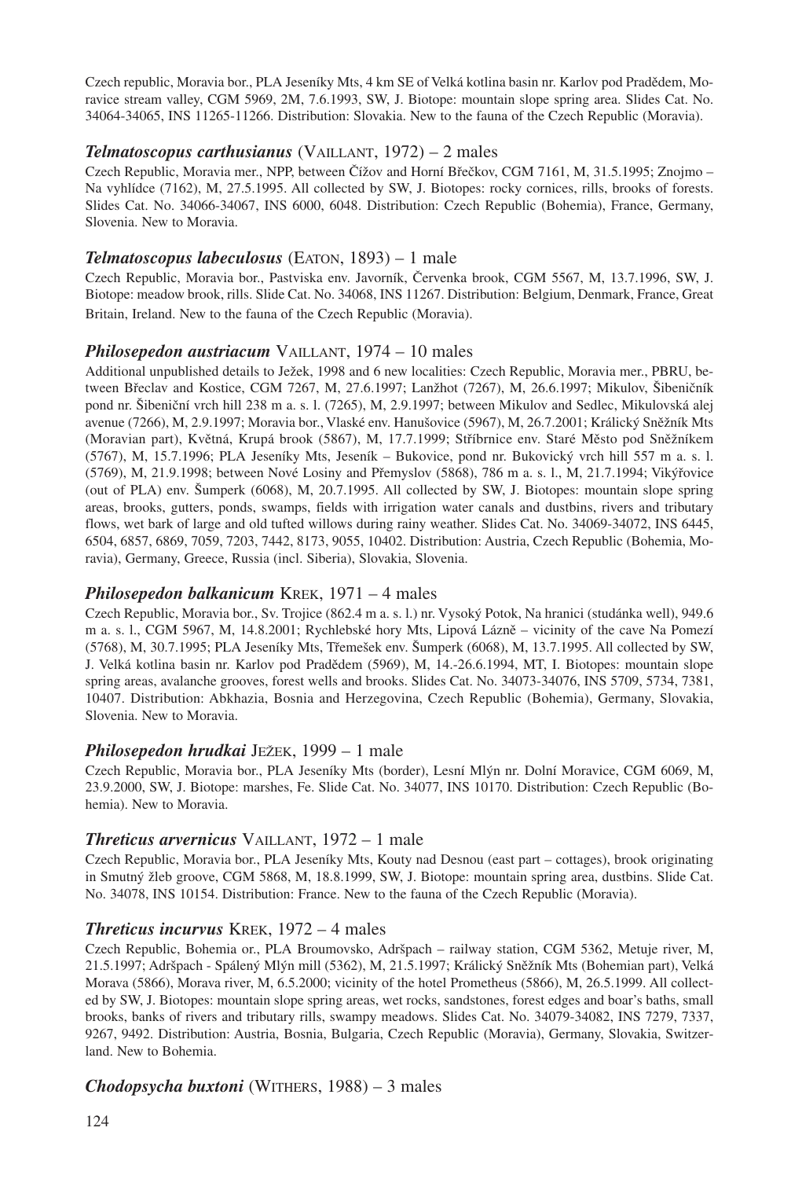Czech republic, Moravia bor., PLA Jeseníky Mts, 4 km SE of Velká kotlina basin nr. Karlov pod Pradědem, Moravice stream valley, CGM 5969, 2M, 7.6.1993, SW, J. Biotope: mountain slope spring area. Slides Cat. No. 34064-34065, INS 11265-11266. Distribution: Slovakia. New to the fauna of the Czech Republic (Moravia).

### *Telmatoscopus carthusianus* (VAILLANT, 1972) – 2 males

Czech Republic, Moravia mer., NPP, between Čížov and Horní Břečkov, CGM 7161, M, 31.5.1995; Znojmo – Na vyhlídce (7162), M, 27.5.1995. All collected by SW, J. Biotopes: rocky cornices, rills, brooks of forests. Slides Cat. No. 34066-34067, INS 6000, 6048. Distribution: Czech Republic (Bohemia), France, Germany, Slovenia. New to Moravia.

### *Telmatoscopus labeculosus* (EATON, 1893) – 1 male

Czech Republic, Moravia bor., Pastviska env. Javorník, Červenka brook, CGM 5567, M, 13.7.1996, SW, J. Biotope: meadow brook, rills. Slide Cat. No. 34068, INS 11267. Distribution: Belgium, Denmark, France, Great Britain, Ireland. New to the fauna of the Czech Republic (Moravia).

### *Philosepedon austriacum* VAILLANT, 1974 – 10 males

Additional unpublished details to Ježek, 1998 and 6 new localities: Czech Republic, Moravia mer., PBRU, between Břeclav and Kostice, CGM 7267, M, 27.6.1997; Lanžhot (7267), M, 26.6.1997; Mikulov, Šibeničník pond nr. Šibeniční vrch hill 238 m a. s. l. (7265), M, 2.9.1997; between Mikulov and Sedlec, Mikulovská alej avenue (7266), M, 2.9.1997; Moravia bor., Vlaské env. Hanušovice (5967), M, 26.7.2001; Králický Sněžník Mts (Moravian part), Květná, Krupá brook (5867), M, 17.7.1999; Stříbrnice env. Staré Město pod Sněžníkem (5767), M, 15.7.1996; PLA Jeseníky Mts, Jeseník – Bukovice, pond nr. Bukovický vrch hill 557 m a. s. l. (5769), M, 21.9.1998; between Nové Losiny and Přemyslov (5868), 786 m a. s. l., M, 21.7.1994; Vikýřovice (out of PLA) env. Šumperk (6068), M, 20.7.1995. All collected by SW, J. Biotopes: mountain slope spring areas, brooks, gutters, ponds, swamps, fields with irrigation water canals and dustbins, rivers and tributary flows, wet bark of large and old tufted willows during rainy weather. Slides Cat. No. 34069-34072, INS 6445, 6504, 6857, 6869, 7059, 7203, 7442, 8173, 9055, 10402. Distribution: Austria, Czech Republic (Bohemia, Moravia), Germany, Greece, Russia (incl. Siberia), Slovakia, Slovenia.

### *Philosepedon balkanicum* KREK, 1971 – 4 males

Czech Republic, Moravia bor., Sv. Trojice (862.4 m a. s. l.) nr. Vysoký Potok, Na hranici (studánka well), 949.6 m a. s. l., CGM 5967, M, 14.8.2001; Rychlebské hory Mts, Lipová Lázně – vicinity of the cave Na Pomezí (5768), M, 30.7.1995; PLA Jeseníky Mts, Třemešek env. Šumperk (6068), M, 13.7.1995. All collected by SW, J. Velká kotlina basin nr. Karlov pod Pradědem (5969), M, 14.-26.6.1994, MT, I. Biotopes: mountain slope spring areas, avalanche grooves, forest wells and brooks. Slides Cat. No. 34073-34076, INS 5709, 5734, 7381, 10407. Distribution: Abkhazia, Bosnia and Herzegovina, Czech Republic (Bohemia), Germany, Slovakia, Slovenia. New to Moravia.

### *Philosepedon hrudkai* JEŽEK, 1999 – 1 male

Czech Republic, Moravia bor., PLA Jeseníky Mts (border), Lesní Mlýn nr. Dolní Moravice, CGM 6069, M, 23.9.2000, SW, J. Biotope: marshes, Fe. Slide Cat. No. 34077, INS 10170. Distribution: Czech Republic (Bohemia). New to Moravia.

### *Threticus arvernicus* VAILLANT, 1972 – 1 male

Czech Republic, Moravia bor., PLA Jeseníky Mts, Kouty nad Desnou (east part – cottages), brook originating in Smutný žleb groove, CGM 5868, M, 18.8.1999, SW, J. Biotope: mountain spring area, dustbins. Slide Cat. No. 34078, INS 10154. Distribution: France. New to the fauna of the Czech Republic (Moravia).

### *Threticus incurvus* KREK, 1972 – 4 males

Czech Republic, Bohemia or., PLA Broumovsko, Adršpach – railway station, CGM 5362, Metuje river, M, 21.5.1997; Adršpach - Spálený Mlýn mill (5362), M, 21.5.1997; Králický Sněžník Mts (Bohemian part), Velká Morava (5866), Morava river, M, 6.5.2000; vicinity of the hotel Prometheus (5866), M, 26.5.1999. All collected by SW, J. Biotopes: mountain slope spring areas, wet rocks, sandstones, forest edges and boar's baths, small brooks, banks of rivers and tributary rills, swampy meadows. Slides Cat. No. 34079-34082, INS 7279, 7337, 9267, 9492. Distribution: Austria, Bosnia, Bulgaria, Czech Republic (Moravia), Germany, Slovakia, Switzerland. New to Bohemia.

### *Chodopsycha buxtoni* (WITHERS, 1988) – 3 males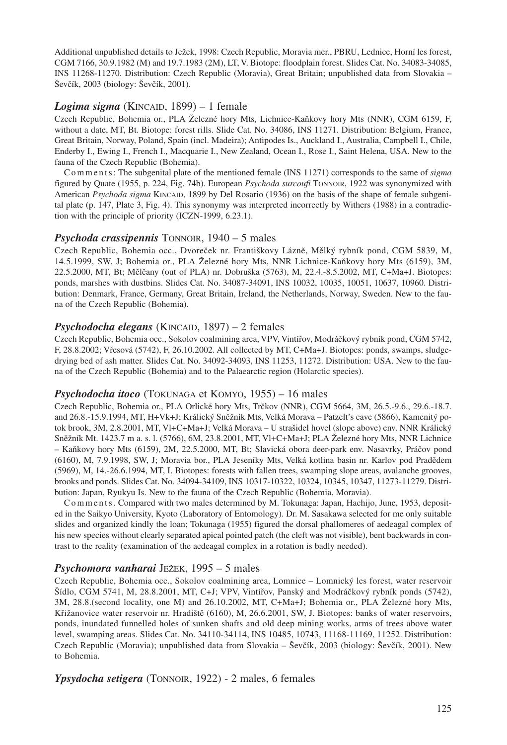Additional unpublished details to Ježek, 1998: Czech Republic, Moravia mer., PBRU, Lednice, Horní les forest, CGM 7166, 30.9.1982 (M) and 19.7.1983 (2M), LT, V. Biotope: floodplain forest. Slides Cat. No. 34083-34085, INS 11268-11270. Distribution: Czech Republic (Moravia), Great Britain; unpublished data from Slovakia – Ševčík, 2003 (biology: Ševčík, 2001).

### *Logima sigma* (Kincaid, 1899) – 1 female

Czech Republic, Bohemia or., PLA Železné hory Mts, Lichnice-Kaňkovy hory Mts (NNR), CGM 6159, F, without a date, MT, Bt. Biotope: forest rills. Slide Cat. No. 34086, INS 11271. Distribution: Belgium, France, Great Britain, Norway, Poland, Spain (incl. Madeira); Antipodes Is., Auckland I., Australia, Campbell I., Chile, Enderby I., Ewing I., French I., Macquarie I., New Zealand, Ocean I., Rose I., Saint Helena, USA. New to the fauna of the Czech Republic (Bohemia).

Comments: The subgenital plate of the mentioned female (INS 11271) corresponds to the same of *sigma* figured by Quate (1955, p. 224, Fig. 74b). European *Psychoda surcoufi* Tonnoir, 1922 was synonymized with American *Psychoda sigma* Kincaid, 1899 by Del Rosario (1936) on the basis of the shape of female subgenital plate (p. 147, Plate 3, Fig. 4). This synonymy was interpreted incorrectly by Withers (1988) in a contradiction with the principle of priority (ICZN-1999, 6.23.1).

### *Psychoda crassipennis* Tonnoir, 1940 – 5 males

Czech Republic, Bohemia occ., Dvoreček nr. Františkovy Lázně, Mělký rybník pond, CGM 5839, M, 14.5.1999, SW, J; Bohemia or., PLA Železné hory Mts, NNR Lichnice-Kaňkovy hory Mts (6159), 3M, 22.5.2000, MT, Bt; Mělčany (out of PLA) nr. Dobruška (5763), M, 22.4.-8.5.2002, MT, C+Ma+J. Biotopes: ponds, marshes with dustbins. Slides Cat. No. 34087-34091, INS 10032, 10035, 10051, 10637, 10960. Distribution: Denmark, France, Germany, Great Britain, Ireland, the Netherlands, Norway, Sweden. New to the fauna of the Czech Republic (Bohemia).

### *Psychodocha elegans* (Kincaid, 1897) – 2 females

Czech Republic, Bohemia occ., Sokolov coalmining area, VPV, Vintířov, Modráčkový rybník pond, CGM 5742, F, 28.8.2002; Vřesová (5742), F, 26.10.2002. All collected by MT, C+Ma+J. Biotopes: ponds, swamps, sludge-drying bed of ash matter. Slides Cat. No. 34092-34093, INS 11253, 11272. Distribution: USA. New to the fauna of the Czech Republic (Bohemia) and to the Palaearctic region (Holarctic species).

### *Psychodocha itoco* (Tokunaga et Komyo, 1955) – 16 males

Czech Republic, Bohemia or., PLA Orlické hory Mts, Trčkov (NNR), CGM 5664, 3M, 26.5.-9.6., 29.6.-18.7. and 26.8.-15.9.1994, MT, H+Vk+J; Králický Sněžník Mts, Velká Morava – Patzelt's cave (5866), Kamenitý potok brook, 3M, 2.8.2001, MT, Vl+C+Ma+J; Velká Morava – U strašidel hovel (slope above) env. NNR Králický Sněžník Mt. 1423.7 m a. s. l. (5766), 6M, 23.8.2001, MT, Vl+C+Ma+J; PLA Železné hory Mts, NNR Lichnice – Kaňkovy hory Mts (6159), 2M, 22.5.2000, MT, Bt; Slavická obora deer-park env. Nasavrky, Práčov pond (6160), M, 7.9.1998, SW, J; Moravia bor., PLA Jeseníky Mts, Velká kotlina basin nr. Karlov pod Pradědem (5969), M, 14.-26.6.1994, MT, I. Biotopes: forests with fallen trees, swamping slope areas, avalanche grooves, brooks and ponds. Slides Cat. No. 34094-34109, INS 10317-10322, 10324, 10345, 10347, 11273-11279. Distribution: Japan, Ryukyu Is. New to the fauna of the Czech Republic (Bohemia, Moravia).

Comments. Compared with two males determined by M. Tokunaga: Japan, Hachijo, June, 1953, deposited in the Saikyo University, Kyoto (Laboratory of Entomology). Dr. M. Sasakawa selected for me only suitable slides and organized kindly the loan; Tokunaga (1955) figured the dorsal phallomeres of aedeagal complex of his new species without clearly separated apical pointed patch (the cleft was not visible), bent backwards in contrast to the reality (examination of the aedeagal complex in a rotation is badly needed).

### *Psychomora vanharai* Ježek, 1995 – 5 males

Czech Republic, Bohemia occ., Sokolov coalmining area, Lomnice – Lomnický les forest, water reservoir Šídlo, CGM 5741, M, 28.8.2001, MT, C+J; VPV, Vintířov, Panský and Modráčkový rybník ponds (5742), 3M, 28.8.(second locality, one M) and 26.10.2002, MT, C+Ma+J; Bohemia or., PLA Železné hory Mts, Křižanovice water reservoir nr. Hradiště (6160), M, 26.6.2001, SW, J. Biotopes: banks of water reservoirs, ponds, inundated funnelled holes of sunken shafts and old deep mining works, arms of trees above water level, swamping areas. Slides Cat. No. 34110-34114, INS 10485, 10743, 11168-11169, 11252. Distribution: Czech Republic (Moravia); unpublished data from Slovakia – Ševčík, 2003 (biology: Ševčík, 2001). New to Bohemia.

### *Ypsydocha setigera* (Tonnoir, 1922) - 2 males, 6 females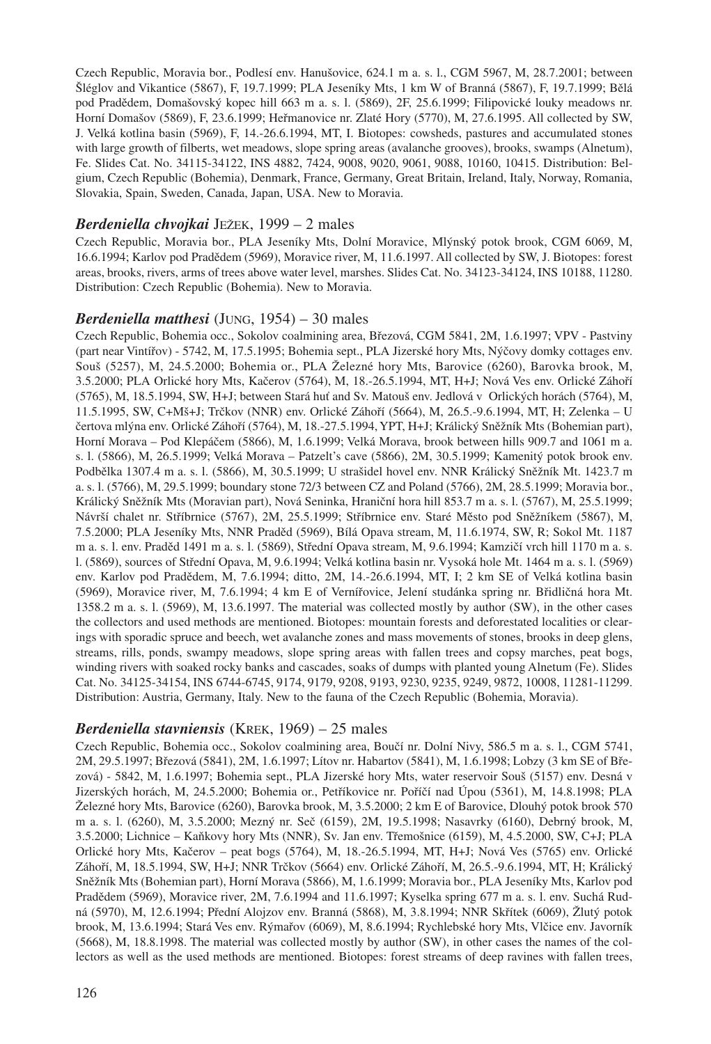Czech Republic, Moravia bor., Podlesí env. Hanušovice, 624.1 m a. s. l., CGM 5967, M, 28.7.2001; between Šléglov and Vikantice (5867), F, 19.7.1999; PLA Jeseníky Mts, 1 km W of Branná (5867), F, 19.7.1999; Bělá pod Pradědem, Domašovský kopec hill 663 m a. s. l. (5869), 2F, 25.6.1999; Filipovické louky meadows nr. Horní Domašov (5869), F, 23.6.1999; Heřmanovice nr. Zlaté Hory (5770), M, 27.6.1995. All collected by SW, J. Velká kotlina basin (5969), F, 14.-26.6.1994, MT, I. Biotopes: cowsheds, pastures and accumulated stones with large growth of filberts, wet meadows, slope spring areas (avalanche grooves), brooks, swamps (Alnetum), Fe. Slides Cat. No. 34115-34122, INS 4882, 7424, 9008, 9020, 9061, 9088, 10160, 10415. Distribution: Belgium, Czech Republic (Bohemia), Denmark, France, Germany, Great Britain, Ireland, Italy, Norway, Romania, Slovakia, Spain, Sweden, Canada, Japan, USA. New to Moravia.

### *Berdeniella chvojkai* Ježek, 1999 – 2 males

Czech Republic, Moravia bor., PLA Jeseníky Mts, Dolní Moravice, Mlýnský potok brook, CGM 6069, M, 16.6.1994; Karlov pod Pradědem (5969), Moravice river, M, 11.6.1997. All collected by SW, J. Biotopes: forest areas, brooks, rivers, arms of trees above water level, marshes. Slides Cat. No. 34123-34124, INS 10188, 11280. Distribution: Czech Republic (Bohemia). New to Moravia.

### *Berdeniella matthesi* (Jung, 1954) – 30 males

Czech Republic, Bohemia occ., Sokolov coalmining area, Březová, CGM 5841, 2M, 1.6.1997; VPV - Pastviny (part near Vintířov) - 5742, M, 17.5.1995; Bohemia sept., PLA Jizerské hory Mts, Nýčovy domky cottages env. Souš (5257), M, 24.5.2000; Bohemia or., PLA Železné hory Mts, Barovice (6260), Barovka brook, M, 3.5.2000; PLA Orlické hory Mts, Kačerov (5764), M, 18.-26.5.1994, MT, H+J; Nová Ves env. Orlické Záhoří (5765), M, 18.5.1994, SW, H+J; between Stará huť and Sv. Matouš env. Jedlová v Orlických horách (5764), M, 11.5.1995, SW, C+Mš+J; Trčkov (NNR) env. Orlické Záhoří (5664), M, 26.5.-9.6.1994, MT, H; Zelenka – U čertova mlýna env. Orlické Záhoří (5764), M, 18.-27.5.1994, YPT, H+J; Králický Sněžník Mts (Bohemian part), Horní Morava – Pod Klepáčem (5866), M, 1.6.1999; Velká Morava, brook between hills 909.7 and 1061 m a. s. l. (5866), M, 26.5.1999; Velká Morava – Patzelt's cave (5866), 2M, 30.5.1999; Kamenitý potok brook env. Podbělka 1307.4 m a. s. l. (5866), M, 30.5.1999; U strašidel hovel env. NNR Králický Sněžník Mt. 1423.7 m a. s. l. (5766), M, 29.5.1999; boundary stone 72/3 between CZ and Poland (5766), 2M, 28.5.1999; Moravia bor., Králický Sněžník Mts (Moravian part), Nová Seninka, Hraniční hora hill 853.7 m a. s. l. (5767), M, 25.5.1999; Návrší chalet nr. Stříbrnice (5767), 2M, 25.5.1999; Stříbrnice env. Staré Město pod Sněžníkem (5867), M, 7.5.2000; PLA Jeseníky Mts, NNR Praděd (5969), Bílá Opava stream, M, 11.6.1974, SW, R; Sokol Mt. 1187 m a. s. l. env. Praděd 1491 m a. s. l. (5869), Střední Opava stream, M, 9.6.1994; Kamzičí vrch hill 1170 m a. s. l. (5869), sources of Střední Opava, M, 9.6.1994; Velká kotlina basin nr. Vysoká hole Mt. 1464 m a. s. l. (5969) env. Karlov pod Pradědem, M, 7.6.1994; ditto, 2M, 14.-26.6.1994, MT, I; 2 km SE of Velká kotlina basin (5969), Moravice river, M, 7.6.1994; 4 km E of Vernířovice, Jelení studánka spring nr. Břidličná hora Mt. 1358.2 m a. s. l. (5969), M, 13.6.1997. The material was collected mostly by author (SW), in the other cases the collectors and used methods are mentioned. Biotopes: mountain forests and deforestated localities or clearings with sporadic spruce and beech, wet avalanche zones and mass movements of stones, brooks in deep glens, streams, rills, ponds, swampy meadows, slope spring areas with fallen trees and copsy marches, peat bogs, winding rivers with soaked rocky banks and cascades, soaks of dumps with planted young Alnetum (Fe). Slides Cat. No. 34125-34154, INS 6744-6745, 9174, 9179, 9208, 9193, 9230, 9235, 9249, 9872, 10008, 11281-11299. Distribution: Austria, Germany, Italy. New to the fauna of the Czech Republic (Bohemia, Moravia).

### *Berdeniella stavniensis* (Krek, 1969) – 25 males

Czech Republic, Bohemia occ., Sokolov coalmining area, Boučí nr. Dolní Nivy, 586.5 m a. s. l., CGM 5741, 2M, 29.5.1997; Březová (5841), 2M, 1.6.1997; Lítov nr. Habartov (5841), M, 1.6.1998; Lobzy (3 km SE of Březová) - 5842, M, 1.6.1997; Bohemia sept., PLA Jizerské hory Mts, water reservoir Souš (5157) env. Desná v Jizerských horách, M, 24.5.2000; Bohemia or., Petříkovice nr. Poříčí nad Úpou (5361), M, 14.8.1998; PLA Železné hory Mts, Barovice (6260), Barovka brook, M, 3.5.2000; 2 km E of Barovice, Dlouhý potok brook 570 m a. s. l. (6260), M, 3.5.2000; Mezný nr. Seč (6159), 2M, 19.5.1998; Nasavrky (6160), Debrný brook, M, 3.5.2000; Lichnice – Kaňkovy hory Mts (NNR), Sv. Jan env. Třemošnice (6159), M, 4.5.2000, SW, C+J; PLA Orlické hory Mts, Kačerov – peat bogs (5764), M, 18.-26.5.1994, MT, H+J; Nová Ves (5765) env. Orlické Záhoří, M, 18.5.1994, SW, H+J; NNR Trčkov (5664) env. Orlické Záhoří, M, 26.5.-9.6.1994, MT, H; Králický Sněžník Mts (Bohemian part), Horní Morava (5866), M, 1.6.1999; Moravia bor., PLA Jeseníky Mts, Karlov pod Pradědem (5969), Moravice river, 2M, 7.6.1994 and 11.6.1997; Kyselka spring 677 m a. s. l. env. Suchá Rudná (5970), M, 12.6.1994; Přední Alojzov env. Branná (5868), M, 3.8.1994; NNR Skřítek (6069), Žlutý potok brook, M, 13.6.1994; Stará Ves env. Rýmařov (6069), M, 8.6.1994; Rychlebské hory Mts, Vlčice env. Javorník (5668), M, 18.8.1998. The material was collected mostly by author (SW), in other cases the names of the collectors as well as the used methods are mentioned. Biotopes: forest streams of deep ravines with fallen trees,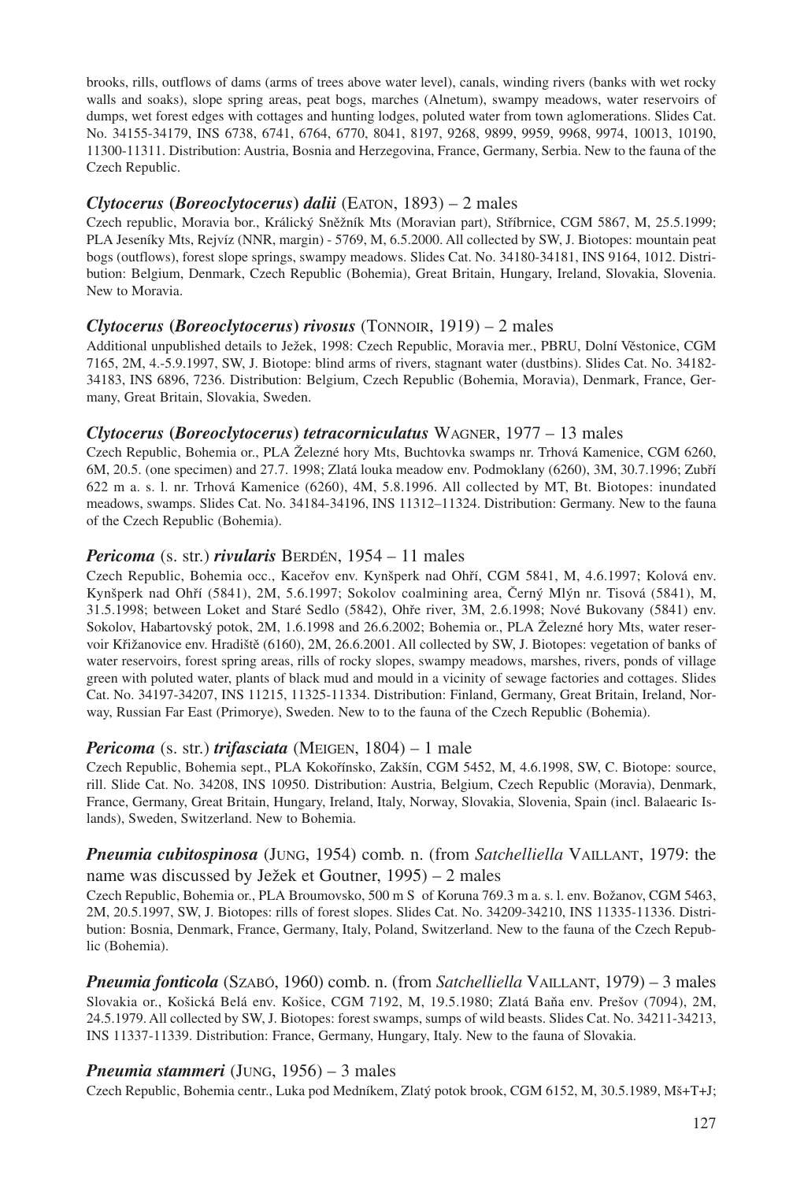brooks, rills, outflows of dams (arms of trees above water level), canals, winding rivers (banks with wet rocky walls and soaks), slope spring areas, peat bogs, marches (Alnetum), swampy meadows, water reservoirs of dumps, wet forest edges with cottages and hunting lodges, poluted water from town aglomerations. Slides Cat. No. 34155-34179, INS 6738, 6741, 6764, 6770, 8041, 8197, 9268, 9899, 9959, 9968, 9974, 10013, 10190, 11300-11311. Distribution: Austria, Bosnia and Herzegovina, France, Germany, Serbia. New to the fauna of the Czech Republic.

### *Clytocerus* (*Boreoclytocerus*) *dalii* (Eaton, 1893) – 2 males

Czech republic, Moravia bor., Králický Sněžník Mts (Moravian part), Stříbrnice, CGM 5867, M, 25.5.1999; PLA Jeseníky Mts, Rejvíz (NNR, margin) - 5769, M, 6.5.2000. All collected by SW, J. Biotopes: mountain peat bogs (outflows), forest slope springs, swampy meadows. Slides Cat. No. 34180-34181, INS 9164, 1012. Distribution: Belgium, Denmark, Czech Republic (Bohemia), Great Britain, Hungary, Ireland, Slovakia, Slovenia. New to Moravia.

### *Clytocerus* (*Boreoclytocerus*) *rivosus* (Tonnoir, 1919) – 2 males

Additional unpublished details to Ježek, 1998: Czech Republic, Moravia mer., PBRU, Dolní Věstonice, CGM 7165, 2M, 4.-5.9.1997, SW, J. Biotope: blind arms of rivers, stagnant water (dustbins). Slides Cat. No. 34182-34183, INS 6896, 7236. Distribution: Belgium, Czech Republic (Bohemia, Moravia), Denmark, France, Germany, Great Britain, Slovakia, Sweden.

### *Clytocerus* (*Boreoclytocerus*) *tetracorniculatus* Wagner, 1977 – 13 males

Czech Republic, Bohemia or., PLA Železné hory Mts, Buchtovka swamps nr. Trhová Kamenice, CGM 6260, 6M, 20.5. (one specimen) and 27.7. 1998; Zlatá louka meadow env. Podmoklany (6260), 3M, 30.7.1996; Zubří 622 m a. s. l. nr. Trhová Kamenice (6260), 4M, 5.8.1996. All collected by MT, Bt. Biotopes: inundated meadows, swamps. Slides Cat. No. 34184-34196, INS 11312–11324. Distribution: Germany. New to the fauna of the Czech Republic (Bohemia).

### *Pericoma* (s. str.) *rivularis* Berdén, 1954 – 11 males

Czech Republic, Bohemia occ., Kaceřov env. Kynšperk nad Ohří, CGM 5841, M, 4.6.1997; Kolová env. Kynšperk nad Ohří (5841), 2M, 5.6.1997; Sokolov coalmining area, Černý Mlýn nr. Tisová (5841), M, 31.5.1998; between Loket and Staré Sedlo (5842), Ohře river, 3M, 2.6.1998; Nové Bukovany (5841) env. Sokolov, Habartovský potok, 2M, 1.6.1998 and 26.6.2002; Bohemia or., PLA Železné hory Mts, water reservoir Křižanovice env. Hradiště (6160), 2M, 26.6.2001. All collected by SW, J. Biotopes: vegetation of banks of water reservoirs, forest spring areas, rills of rocky slopes, swampy meadows, marshes, rivers, ponds of village green with poluted water, plants of black mud and mould in a vicinity of sewage factories and cottages. Slides Cat. No. 34197-34207, INS 11215, 11325-11334. Distribution: Finland, Germany, Great Britain, Ireland, Norway, Russian Far East (Primorye), Sweden. New to to the fauna of the Czech Republic (Bohemia).

### *Pericoma* (s. str.) *trifasciata* (Meigen, 1804) – 1 male

Czech Republic, Bohemia sept., PLA Kokořínsko, Zakšín, CGM 5452, M, 4.6.1998, SW, C. Biotope: source, rill. Slide Cat. No. 34208, INS 10950. Distribution: Austria, Belgium, Czech Republic (Moravia), Denmark, France, Germany, Great Britain, Hungary, Ireland, Italy, Norway, Slovakia, Slovenia, Spain (incl. Balaearic Islands), Sweden, Switzerland. New to Bohemia.

### *Pneumia cubitospinosa* (Jung, 1954) comb. n. (from *Satchelliella* Vaillant, 1979: the name was discussed by Ježek et Goutner, 1995) – 2 males

Czech Republic, Bohemia or., PLA Broumovsko, 500 m S of Koruna 769.3 m a. s. l. env. Božanov, CGM 5463, 2M, 20.5.1997, SW, J. Biotopes: rills of forest slopes. Slides Cat. No. 34209-34210, INS 11335-11336. Distribution: Bosnia, Denmark, France, Germany, Italy, Poland, Switzerland. New to the fauna of the Czech Republic (Bohemia).

### *Pneumia fonticola* (Szabó, 1960) comb. n. (from *Satchelliella* Vaillant, 1979) – 3 males

Slovakia or., Košická Belá env. Košice, CGM 7192, M, 19.5.1980; Zlatá Baňa env. Prešov (7094), 2M, 24.5.1979. All collected by SW, J. Biotopes: forest swamps, sumps of wild beasts. Slides Cat. No. 34211-34213, INS 11337-11339. Distribution: France, Germany, Hungary, Italy. New to the fauna of Slovakia.

### *Pneumia stammeri* (Jung, 1956) – 3 males

Czech Republic, Bohemia centr., Luka pod Medníkem, Zlatý potok brook, CGM 6152, M, 30.5.1989, Mš+T+J;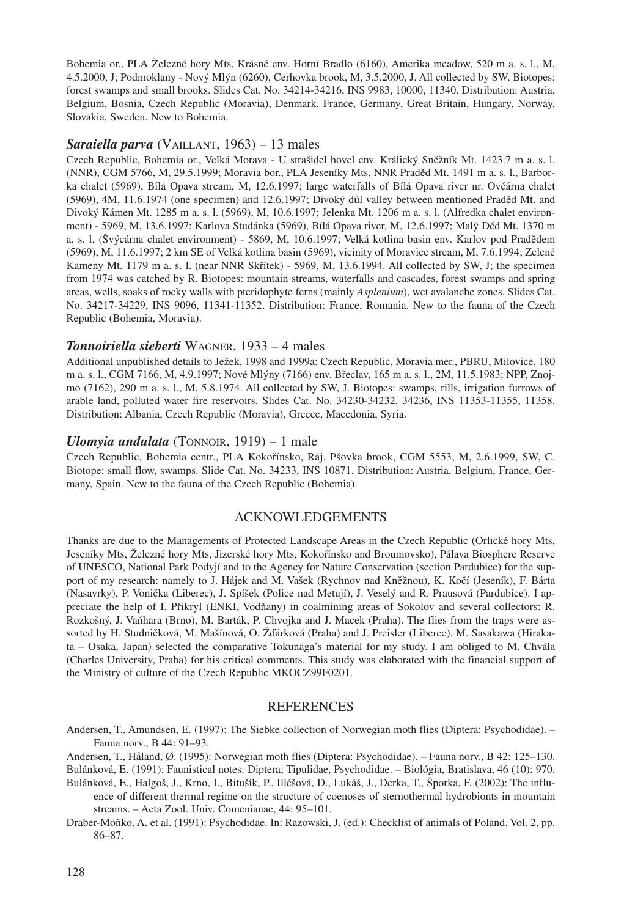Bohemia or., PLA Železné hory Mts, Krásné env. Horní Bradlo (6160), Amerika meadow, 520 m a. s. l., M, 4.5.2000, J; Podmoklany - Nový Mlýn (6260), Cerhovka brook, M, 3.5.2000, J. All collected by SW. Biotopes: forest swamps and small brooks. Slides Cat. No. 34214-34216, INS 9983, 10000, 11340. Distribution: Austria, Belgium, Bosnia, Czech Republic (Moravia), Denmark, France, Germany, Great Britain, Hungary, Norway, Slovakia, Sweden. New to Bohemia.

### ***Saraiella parva*** (Vaillant, 1963) – 13 males

Czech Republic, Bohemia or., Velká Morava - U strašidel hovel env. Králický Sněžník Mt. 1423.7 m a. s. l. (NNR), CGM 5766, M, 29.5.1999; Moravia bor., PLA Jeseníky Mts, NNR Praděd Mt. 1491 m a. s. l., Barborka chalet (5969), Bílá Opava stream, M, 12.6.1997; large waterfalls of Bílá Opava river nr. Ovčárna chalet (5969), 4M, 11.6.1974 (one specimen) and 12.6.1997; Divoký důl valley between mentioned Praděd Mt. and Divoký Kámen Mt. 1285 m a. s. l. (5969), M, 10.6.1997; Jelenka Mt. 1206 m a. s. l. (Alfredka chalet environment) - 5969, M, 13.6.1997; Karlova Studánka (5969), Bílá Opava river, M, 12.6.1997; Malý Děd Mt. 1370 m a. s. l. (Švýcárna chalet environment) - 5869, M, 10.6.1997; Velká kotlina basin env. Karlov pod Pradědem (5969), M, 11.6.1997; 2 km SE of Velká kotlina basin (5969), vicinity of Moravice stream, M, 7.6.1994; Zelené Kameny Mt. 1179 m a. s. l. (near NNR Skřítek) - 5969, M, 13.6.1994. All collected by SW, J; the specimen from 1974 was catched by R. Biotopes: mountain streams, waterfalls and cascades, forest swamps and spring areas, wells, soaks of rocky walls with pteridophyte ferns (mainly *Asplenium*), wet avalanche zones. Slides Cat. No. 34217-34229, INS 9096, 11341-11352. Distribution: France, Romania. New to the fauna of the Czech Republic (Bohemia, Moravia).

### ***Tonnoiriella sieberti*** Wagner, 1933 – 4 males

Additional unpublished details to Ježek, 1998 and 1999a: Czech Republic, Moravia mer., PBRU, Milovice, 180 m a. s. l., CGM 7166, M, 4.9.1997; Nové Mlýny (7166) env. Břeclav, 165 m a. s. l., 2M, 11.5.1983; NPP, Znojmo (7162), 290 m a. s. l., M, 5.8.1974. All collected by SW, J. Biotopes: swamps, rills, irrigation furrows of arable land, polluted water fire reservoirs. Slides Cat. No. 34230-34232, 34236, INS 11353-11355, 11358. Distribution: Albania, Czech Republic (Moravia), Greece, Macedonia, Syria.

### ***Ulomyia undulata*** (Tonnoir, 1919) – 1 male

Czech Republic, Bohemia centr., PLA Kokořínsko, Ráj, Pšovka brook, CGM 5553, M, 2.6.1999, SW, C. Biotope: small flow, swamps. Slide Cat. No. 34233, INS 10871. Distribution: Austria, Belgium, France, Germany, Spain. New to the fauna of the Czech Republic (Bohemia).

## ACKNOWLEDGEMENTS

Thanks are due to the Managements of Protected Landscape Areas in the Czech Republic (Orlické hory Mts, Jeseníky Mts, Železné hory Mts, Jizerské hory Mts, Kokořínsko and Broumovsko), Pálava Biosphere Reserve of UNESCO, National Park Podyjí and to the Agency for Nature Conservation (section Pardubice) for the support of my research: namely to J. Hájek and M. Vašek (Rychnov nad Kněžnou), K. Kočí (Jeseník), F. Bárta (Nasavrky), P. Vonička (Liberec), J. Spížek (Police nad Metují), J. Veselý and R. Prausová (Pardubice). I appreciate the help of I. Přikryl (ENKI, Vodňany) in coalmining areas of Sokolov and several collectors: R. Rozkošný, J. Vaňhara (Brno), M. Barták, P. Chvojka and J. Macek (Praha). The flies from the traps were assorted by H. Studničková, M. Mašínová, O. Žďárková (Praha) and J. Preisler (Liberec). M. Sasakawa (Hirakata – Osaka, Japan) selected the comparative Tokunaga's material for my study. I am obliged to M. Chvála (Charles University, Praha) for his critical comments. This study was elaborated with the financial support of the Ministry of culture of the Czech Republic MKOCZ99F0201.

## REFERENCES

Andersen, T., Amundsen, E. (1997): The Siebke collection of Norwegian moth flies (Diptera: Psychodidae). – Fauna norv., B 44: 91–93.

Andersen, T., Håland, Ø. (1995): Norwegian moth flies (Diptera: Psychodidae). – Fauna norv., B 42: 125–130.

Bulánková, E. (1991): Faunistical notes: Diptera; Tipulidae, Psychodidae. – Biológia, Bratislava, 46 (10): 970.

Bulánková, E., Halgoš, J., Krno, I., Bitušík, P., Illéšová, D., Lukáš, J., Derka, T., Šporka, F. (2002): The influence of different thermal regime on the structure of coenoses of sternothermal hydrobionts in mountain streams. – Acta Zool. Univ. Comenianae, 44: 95–101.

Draber-Moňko, A. et al. (1991): Psychodidae. In: Razowski, J. (ed.): Checklist of animals of Poland. Vol. 2, pp. 86–87.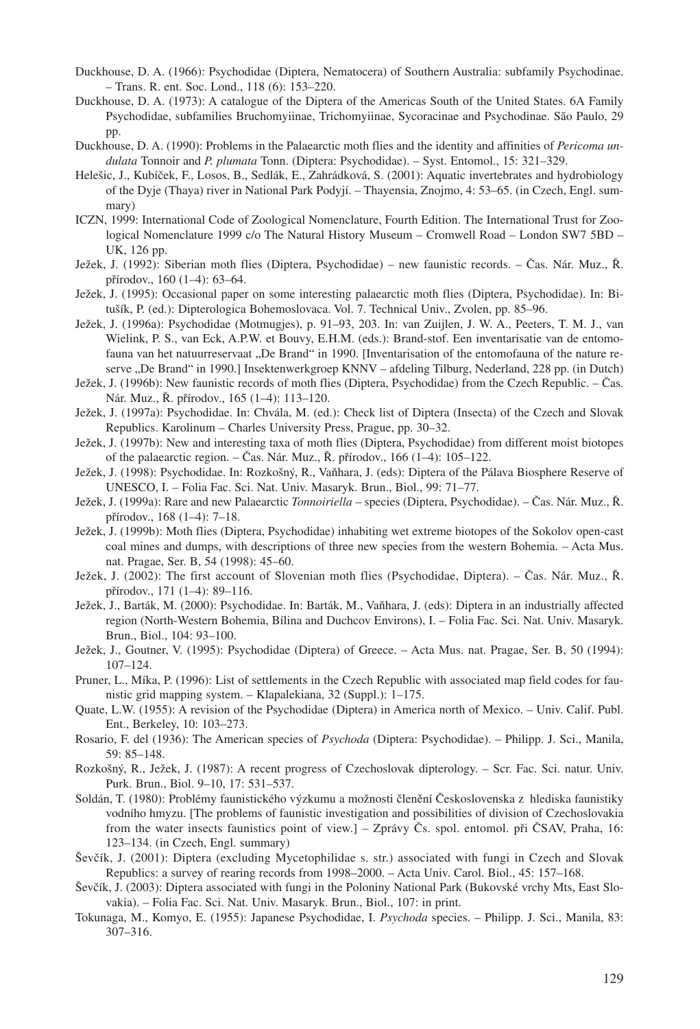Duckhouse, D. A. (1966): Psychodidae (Diptera, Nematocera) of Southern Australia: subfamily Psychodinae. – Trans. R. ent. Soc. Lond., 118 (6): 153–220.

Duckhouse, D. A. (1973): A catalogue of the Diptera of the Americas South of the United States. 6A Family Psychodidae, subfamilies Bruchomyiinae, Trichomyiinae, Sycoracinae and Psychodinae. São Paulo, 29 pp.

Duckhouse, D. A. (1990): Problems in the Palaearctic moth flies and the identity and affinities of *Pericoma undulata* Tonnoir and *P. plumata* Tonn. (Diptera: Psychodidae). – Syst. Entomol., 15: 321–329.

Helešic, J., Kubíček, F., Losos, B., Sedlák, E., Zahrádková, S. (2001): Aquatic invertebrates and hydrobiology of the Dyje (Thaya) river in National Park Podyjí. – Thayensia, Znojmo, 4: 53–65. (in Czech, Engl. summary)

ICZN, 1999: International Code of Zoological Nomenclature, Fourth Edition. The International Trust for Zoological Nomenclature 1999 c/o The Natural History Museum – Cromwell Road – London SW7 5BD – UK, 126 pp.

Ježek, J. (1992): Siberian moth flies (Diptera, Psychodidae) – new faunistic records. – Čas. Nár. Muz., Ř. přírodov., 160 (1–4): 63–64.

Ježek, J. (1995): Occasional paper on some interesting palaearctic moth flies (Diptera, Psychodidae). In: Bitušík, P. (ed.): Dipterologica Bohemoslovaca. Vol. 7. Technical Univ., Zvolen, pp. 85–96.

Ježek, J. (1996a): Psychodidae (Motmugjes), p. 91–93, 203. In: van Zuijlen, J. W. A., Peeters, T. M. J., van Wielink, P. S., van Eck, A.P.W. et Bouvy, E.H.M. (eds.): Brand-stof. Een inventarisatie van de entomofauna van het natuurreservaat „De Brand" in 1990. [Inventarisation of the entomofauna of the nature reserve „De Brand" in 1990.] Insektenwerkgroep KNNV – afdeling Tilburg, Nederland, 228 pp. (in Dutch)

Ježek, J. (1996b): New faunistic records of moth flies (Diptera, Psychodidae) from the Czech Republic. – Čas. Nár. Muz., Ř. přírodov., 165 (1–4): 113–120.

Ježek, J. (1997a): Psychodidae. In: Chvála, M. (ed.): Check list of Diptera (Insecta) of the Czech and Slovak Republics. Karolinum – Charles University Press, Prague, pp. 30–32.

Ježek, J. (1997b): New and interesting taxa of moth flies (Diptera, Psychodidae) from different moist biotopes of the palaearctic region. – Čas. Nár. Muz., Ř. přírodov., 166 (1–4): 105–122.

Ježek, J. (1998): Psychodidae. In: Rozkošný, R., Vaňhara, J. (eds): Diptera of the Pálava Biosphere Reserve of UNESCO, I. – Folia Fac. Sci. Nat. Univ. Masaryk. Brun., Biol., 99: 71–77.

Ježek, J. (1999a): Rare and new Palaearctic *Tonnoiriella* – species (Diptera, Psychodidae). – Čas. Nár. Muz., Ř. přírodov., 168 (1–4): 7–18.

Ježek, J. (1999b): Moth flies (Diptera, Psychodidae) inhabiting wet extreme biotopes of the Sokolov open-cast coal mines and dumps, with descriptions of three new species from the western Bohemia. – Acta Mus. nat. Pragae, Ser. B, 54 (1998): 45–60.

Ježek, J. (2002): The first account of Slovenian moth flies (Psychodidae, Diptera). – Čas. Nár. Muz., Ř. přírodov., 171 (1–4): 89–116.

Ježek, J., Barták, M. (2000): Psychodidae. In: Barták, M., Vaňhara, J. (eds): Diptera in an industrially affected region (North-Western Bohemia, Bílina and Duchcov Environs), I. – Folia Fac. Sci. Nat. Univ. Masaryk. Brun., Biol., 104: 93–100.

Ježek, J., Goutner, V. (1995): Psychodidae (Diptera) of Greece. – Acta Mus. nat. Pragae, Ser. B, 50 (1994): 107–124.

Pruner, L., Míka, P. (1996): List of settlements in the Czech Republic with associated map field codes for faunistic grid mapping system. – Klapalekiana, 32 (Suppl.): 1–175.

Quate, L.W. (1955): A revision of the Psychodidae (Diptera) in America north of Mexico. – Univ. Calif. Publ. Ent., Berkeley, 10: 103–273.

Rosario, F. del (1936): The American species of *Psychoda* (Diptera: Psychodidae). – Philipp. J. Sci., Manila, 59: 85–148.

Rozkošný, R., Ježek, J. (1987): A recent progress of Czechoslovak dipterology. – Scr. Fac. Sci. natur. Univ. Purk. Brun., Biol. 9–10, 17: 531–537.

Soldán, T. (1980): Problémy faunistického výzkumu a možnosti členění Československa z hlediska faunistiky vodního hmyzu. [The problems of faunistic investigation and possibilities of division of Czechoslovakia from the water insects faunistics point of view.] – Zprávy Čs. spol. entomol. při ČSAV, Praha, 16: 123–134. (in Czech, Engl. summary)

Ševčík, J. (2001): Diptera (excluding Mycetophilidae s. str.) associated with fungi in Czech and Slovak Republics: a survey of rearing records from 1998–2000. – Acta Univ. Carol. Biol., 45: 157–168.

Ševčík, J. (2003): Diptera associated with fungi in the Poloniny National Park (Bukovské vrchy Mts, East Slovakia). – Folia Fac. Sci. Nat. Univ. Masaryk. Brun., Biol., 107: in print.

Tokunaga, M., Komyo, E. (1955): Japanese Psychodidae, I. *Psychoda* species. – Philipp. J. Sci., Manila, 83: 307–316.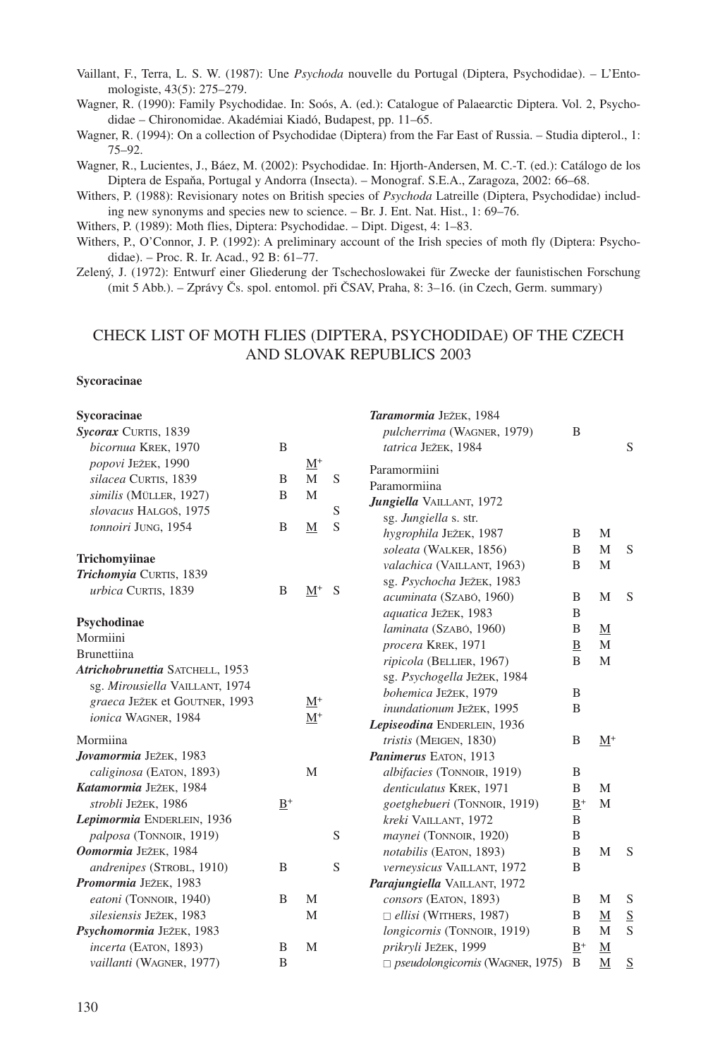Vaillant, F., Terra, L. S. W. (1987): Une *Psychoda* nouvelle du Portugal (Diptera, Psychodidae). – L'Entomologiste, 43(5): 275–279.

Wagner, R. (1990): Family Psychodidae. In: Soós, A. (ed.): Catalogue of Palaearctic Diptera. Vol. 2, Psychodidae – Chironomidae. Akadémiai Kiadó, Budapest, pp. 11–65.

Wagner, R. (1994): On a collection of Psychodidae (Diptera) from the Far East of Russia. – Studia dipterol., 1: 75–92.

Wagner, R., Lucientes, J., Báez, M. (2002): Psychodidae. In: Hjorth-Andersen, M. C.-T. (ed.): Catálogo de los Diptera de España, Portugal y Andorra (Insecta). – Monograf. S.E.A., Zaragoza, 2002: 66–68.

Withers, P. (1988): Revisionary notes on British species of *Psychoda* Latreille (Diptera, Psychodidae) including new synonyms and species new to science. – Br. J. Ent. Nat. Hist., 1: 69–76.

Withers, P. (1989): Moth flies, Diptera: Psychodidae. – Dipt. Digest, 4: 1–83.

Withers, P., O'Connor, J. P. (1992): A preliminary account of the Irish species of moth fly (Diptera: Psychodidae). – Proc. R. Ir. Acad., 92 B: 61–77.

Zelený, J. (1972): Entwurf einer Gliederung der Tschechoslowakei für Zwecke der faunistischen Forschung (mit 5 Abb.). – Zprávy Čs. spol. entomol. při ČSAV, Praha, 8: 3–16. (in Czech, Germ. summary)

## CHECK LIST OF MOTH FLIES (DIPTERA, PSYCHODIDAE) OF THE CZECH AND SLOVAK REPUBLICS 2003

**Sycoracinae**

| Taxon | B | M | S |
|---|---|---|---|
| **Sycoracinae** | | | |
| ***Sycorax*** CURTIS, 1839 | | | |
| *bicornua* KREK, 1970 | B | | |
| *popovi* JEŽEK, 1990 | | <u>M</u>⁺ | |
| *silacea* CURTIS, 1839 | B | M | S |
| *similis* (MÜLLER, 1927) | B | M | |
| *slovacus* HALGOŠ, 1975 | | | S |
| *tonnoiri* JUNG, 1954 | B | <u>M</u> | S |
| **Trichomyiinae** | | | |
| ***Trichomyia*** CURTIS, 1839 | | | |
| *urbica* CURTIS, 1839 | B | <u>M</u>⁺ | S |
| **Psychodinae** | | | |
| Mormiini | | | |
| Brunettiina | | | |
| ***Atrichobrunettia*** SATCHELL, 1953 | | | |
| sg. *Mirousiella* VAILLANT, 1974 | | | |
| *graeca* JEŽEK et GOUTNER, 1993 | | <u>M</u>⁺ | |
| *ionica* WAGNER, 1984 | | <u>M</u>⁺ | |
| Mormiina | | | |
| ***Jovamormia*** JEŽEK, 1983 | | | |
| *caliginosa* (EATON, 1893) | | M | |
| ***Katamormia*** JEŽEK, 1984 | | | |
| *strobli* JEŽEK, 1986 | <u>B</u>⁺ | | |
| ***Lepimormia*** ENDERLEIN, 1936 | | | |
| *palposa* (TONNOIR, 1919) | | | S |
| ***Oomormia*** JEŽEK, 1984 | | | |
| *andrenipes* (STROBL, 1910) | B | | S |
| ***Promormia*** JEŽEK, 1983 | | | |
| *eatoni* (TONNOIR, 1940) | B | M | |
| *silesiensis* JEŽEK, 1983 | | M | |
| ***Psychomormia*** JEŽEK, 1983 | | | |
| *incerta* (EATON, 1893) | B | M | |
| *vaillanti* (WAGNER, 1977) | B | | |
| ***Taramormia*** JEŽEK, 1984 | | | |
| *pulcherrima* (WAGNER, 1979) | B | | |
| *tatrica* JEŽEK, 1984 | | | S |
| Paramormiini | | | |
| Paramormiina | | | |
| ***Jungiella*** VAILLANT, 1972 | | | |
| sg. *Jungiella* s. str. | | | |
| *hygrophila* JEŽEK, 1987 | B | M | |
| *soleata* (WALKER, 1856) | B | M | S |
| *valachica* (VAILLANT, 1963) | B | M | |
| sg. *Psychocha* JEŽEK, 1983 | | | |
| *acuminata* (SZABÓ, 1960) | B | M | S |
| *aquatica* JEŽEK, 1983 | B | | |
| *laminata* (SZABÓ, 1960) | B | <u>M</u> | |
| *procera* KREK, 1971 | <u>B</u> | M | |
| *ripicola* (BELLIER, 1967) | B | M | |
| sg. *Psychogella* JEŽEK, 1984 | | | |
| *bohemica* JEŽEK, 1979 | B | | |
| *inundationum* JEŽEK, 1995 | B | | |
| ***Lepiseodina*** ENDERLEIN, 1936 | | | |
| *tristis* (MEIGEN, 1830) | B | <u>M</u>⁺ | |
| ***Panimerus*** EATON, 1913 | | | |
| *albifacies* (TONNOIR, 1919) | B | | |
| *denticulatus* KREK, 1971 | B | M | |
| *goetghebueri* (TONNOIR, 1919) | <u>B</u>⁺ | M | |
| *kreki* VAILLANT, 1972 | B | | |
| *maynei* (TONNOIR, 1920) | B | | |
| *notabilis* (EATON, 1893) | B | M | S |
| *verneysicus* VAILLANT, 1972 | B | | |
| ***Parajungiella*** VAILLANT, 1972 | | | |
| *consors* (EATON, 1893) | B | M | S |
| □ *ellisi* (WITHERS, 1987) | B | <u>M</u> | <u>S</u> |
| *longicornis* (TONNOIR, 1919) | B | M | S |
| *prikryli* JEŽEK, 1999 | <u>B</u>⁺ | <u>M</u> | |
| □ *pseudolongicornis* (WAGNER, 1975) | B | <u>M</u> | <u>S</u> |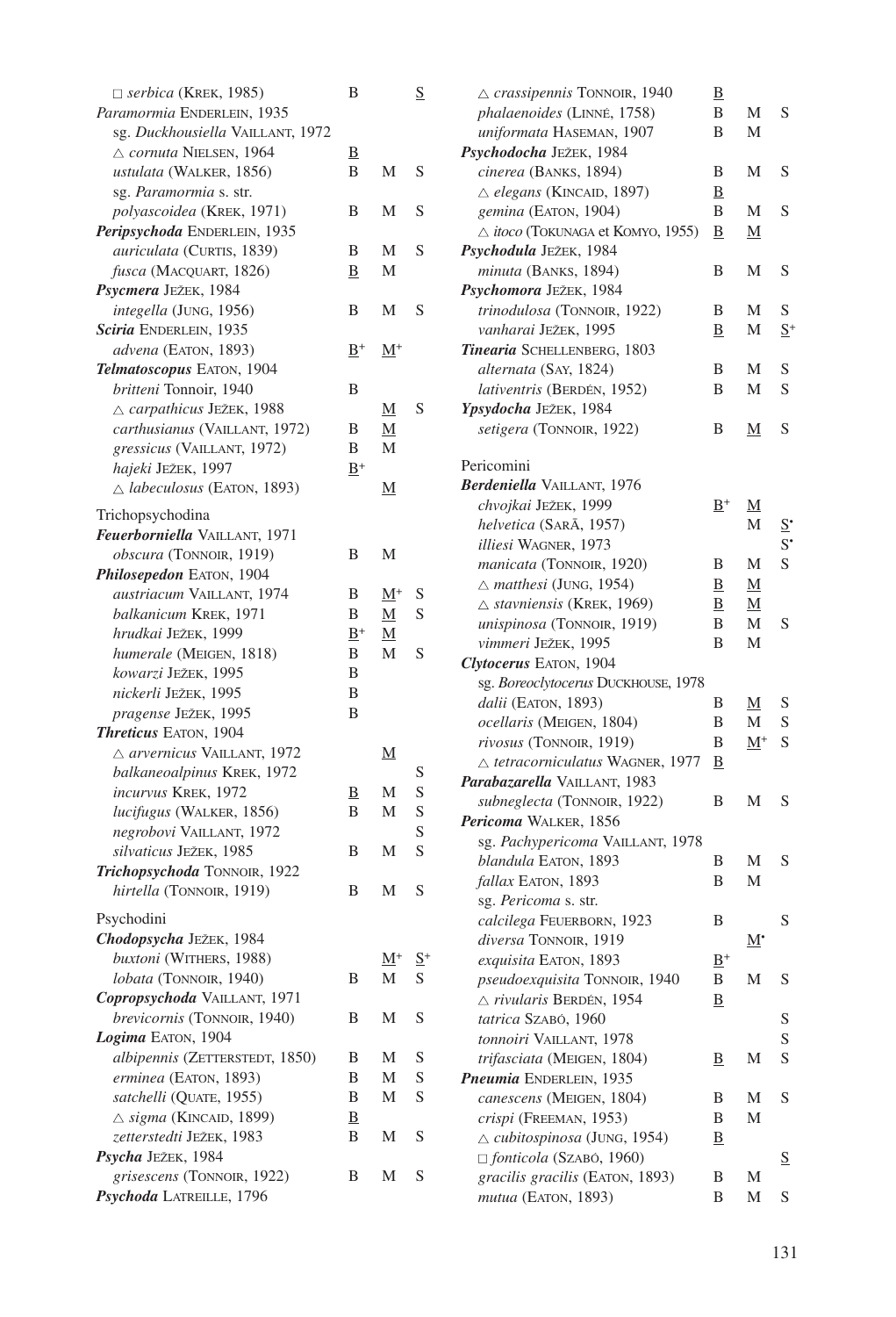| | | | |
|---|---|---|---|
| □ *serbica* (Krek, 1985) | B | | <u>S</u> |
| ***Paramormia*** **Enderlein, 1935** | | | |
| sg. *Duckhousiella* Vaillant, 1972 | | | |
| △ *cornuta* Nielsen, 1964 | <u>B</u> | | |
| *ustulata* (Walker, 1856) | B | M | S |
| sg. *Paramormia* s. str. | | | |
| *polyascoidea* (Krek, 1971) | B | M | S |
| ***Peripsychoda*** **Enderlein, 1935** | | | |
| *auriculata* (Curtis, 1839) | B | M | S |
| *fusca* (Macquart, 1826) | <u>B</u> | M | |
| ***Psycmera*** **Ježek, 1984** | | | |
| *integella* (Jung, 1956) | B | M | S |
| ***Sciria*** **Enderlein, 1935** | | | |
| *advena* (Eaton, 1893) | <u>B</u>$^+$ | <u>M</u>$^+$ | |
| ***Telmatoscopus*** **Eaton, 1904** | | | |
| *britteni* Tonnoir, 1940 | B | | |
| △ *carpathicus* Ježek, 1988 | | <u>M</u> | S |
| *carthusianus* (Vaillant, 1972) | B | <u>M</u> | |
| *gressicus* (Vaillant, 1972) | B | M | |
| *hajeki* Ježek, 1997 | <u>B</u>$^+$ | | |
| △ *labeculosus* (Eaton, 1893) | | <u>M</u> | |
| Trichopsychodina | | | |
| ***Feuerborniella*** **Vaillant, 1971** | | | |
| *obscura* (Tonnoir, 1919) | B | M | |
| ***Philosepedon*** **Eaton, 1904** | | | |
| *austriacum* Vaillant, 1974 | B | <u>M</u>$^+$ | S |
| *balkanicum* Krek, 1971 | B | <u>M</u> | S |
| *hrudkai* Ježek, 1999 | <u>B</u>$^+$ | <u>M</u> | |
| *humerale* (Meigen, 1818) | B | M | S |
| *kowarzi* Ježek, 1995 | B | | |
| *nickerli* Ježek, 1995 | B | | |
| *pragense* Ježek, 1995 | B | | |
| ***Threticus*** **Eaton, 1904** | | | |
| △ *arvernicus* Vaillant, 1972 | | <u>M</u> | |
| *balkaneoalpinus* Krek, 1972 | | | S |
| *incurvus* Krek, 1972 | <u>B</u> | M | S |
| *lucifugus* (Walker, 1856) | B | M | S |
| *negrobovi* Vaillant, 1972 | | | S |
| *silvaticus* Ježek, 1985 | B | M | S |
| ***Trichopsychoda*** **Tonnoir, 1922** | | | |
| *hirtella* (Tonnoir, 1919) | B | M | S |
| Psychodini | | | |
| ***Chodopsycha*** **Ježek, 1984** | | | |
| *buxtoni* (Withers, 1988) | | <u>M</u>$^+$ | <u>S</u>$^+$ |
| *lobata* (Tonnoir, 1940) | B | M | S |
| ***Copropsychoda*** **Vaillant, 1971** | | | |
| *brevicornis* (Tonnoir, 1940) | B | M | S |
| ***Logima*** **Eaton, 1904** | | | |
| *albipennis* (Zetterstedt, 1850) | B | M | S |
| *erminea* (Eaton, 1893) | B | M | S |
| *satchelli* (Quate, 1955) | B | M | S |
| △ *sigma* (Kincaid, 1899) | <u>B</u> | | |
| *zetterstedti* Ježek, 1983 | B | M | S |
| ***Psycha*** **Ježek, 1984** | | | |
| *grisescens* (Tonnoir, 1922) | B | M | S |
| ***Psychoda*** **Latreille, 1796** | | | |
| △ *crassipennis* Tonnoir, 1940 | <u>B</u> | | |
| *phalaenoides* (Linné, 1758) | B | M | S |
| *uniformata* Haseman, 1907 | B | M | |
| ***Psychodocha*** **Ježek, 1984** | | | |
| *cinerea* (Banks, 1894) | B | M | S |
| △ *elegans* (Kincaid, 1897) | <u>B</u> | | |
| *gemina* (Eaton, 1904) | B | M | S |
| △ *itoco* (Tokunaga et Komyo, 1955) | <u>B</u> | <u>M</u> | |
| ***Psychodula*** **Ježek, 1984** | | | |
| *minuta* (Banks, 1894) | B | M | S |
| ***Psychomora*** **Ježek, 1984** | | | |
| *trinodulosa* (Tonnoir, 1922) | B | M | S |
| *vanharai* Ježek, 1995 | <u>B</u> | M | <u>S</u>$^+$ |
| ***Tinearia*** **Schellenberg, 1803** | | | |
| *alternata* (Say, 1824) | B | M | S |
| *lativentris* (Berdén, 1952) | B | M | S |
| ***Ypsydocha*** **Ježek, 1984** | | | |
| *setigera* (Tonnoir, 1922) | B | <u>M</u> | S |
| Pericomini | | | |
| ***Berdeniella*** **Vaillant, 1976** | | | |
| *chvojkai* Ježek, 1999 | <u>B</u>$^+$ | <u>M</u> | |
| *helvetica* (Sarà, 1957) | | M | <u>S</u>$^\bullet$ |
| *illiesi* Wagner, 1973 | | | S$^\bullet$ |
| *manicata* (Tonnoir, 1920) | B | M | S |
| △ *matthesi* (Jung, 1954) | <u>B</u> | <u>M</u> | |
| △ *stavniensis* (Krek, 1969) | <u>B</u> | <u>M</u> | |
| *unispinosa* (Tonnoir, 1919) | B | M | S |
| *vimmeri* Ježek, 1995 | B | M | |
| ***Clytocerus*** **Eaton, 1904** | | | |
| sg. *Boreoclytocerus* Duckhouse, 1978 | | | |
| *dalii* (Eaton, 1893) | B | <u>M</u> | S |
| *ocellaris* (Meigen, 1804) | B | M | S |
| *rivosus* (Tonnoir, 1919) | B | <u>M</u>$^+$ | S |
| △ *tetracorniculatus* Wagner, 1977 | <u>B</u> | | |
| ***Parabazarella*** **Vaillant, 1983** | | | |
| *subneglecta* (Tonnoir, 1922) | B | M | S |
| ***Pericoma*** **Walker, 1856** | | | |
| sg. *Pachypericoma* Vaillant, 1978 | | | |
| *blandula* Eaton, 1893 | B | M | S |
| *fallax* Eaton, 1893 | B | M | |
| sg. *Pericoma* s. str. | | | |
| *calcilega* Feuerborn, 1923 | B | | S |
| *diversa* Tonnoir, 1919 | | <u>M</u>$^\bullet$ | |
| *exquisita* Eaton, 1893 | <u>B</u>$^+$ | | |
| *pseudoexquisita* Tonnoir, 1940 | B | M | S |
| △ *rivularis* Berdén, 1954 | <u>B</u> | | |
| *tatrica* Szabó, 1960 | | | S |
| *tonnoiri* Vaillant, 1978 | | | S |
| *trifasciata* (Meigen, 1804) | <u>B</u> | M | S |
| ***Pneumia*** **Enderlein, 1935** | | | |
| *canescens* (Meigen, 1804) | B | M | S |
| *crispi* (Freeman, 1953) | B | M | |
| △ *cubitospinosa* (Jung, 1954) | <u>B</u> | | |
| □ *fonticola* (Szabó, 1960) | | | <u>S</u> |
| *gracilis gracilis* (Eaton, 1893) | B | M | |
| *mutua* (Eaton, 1893) | B | M | S |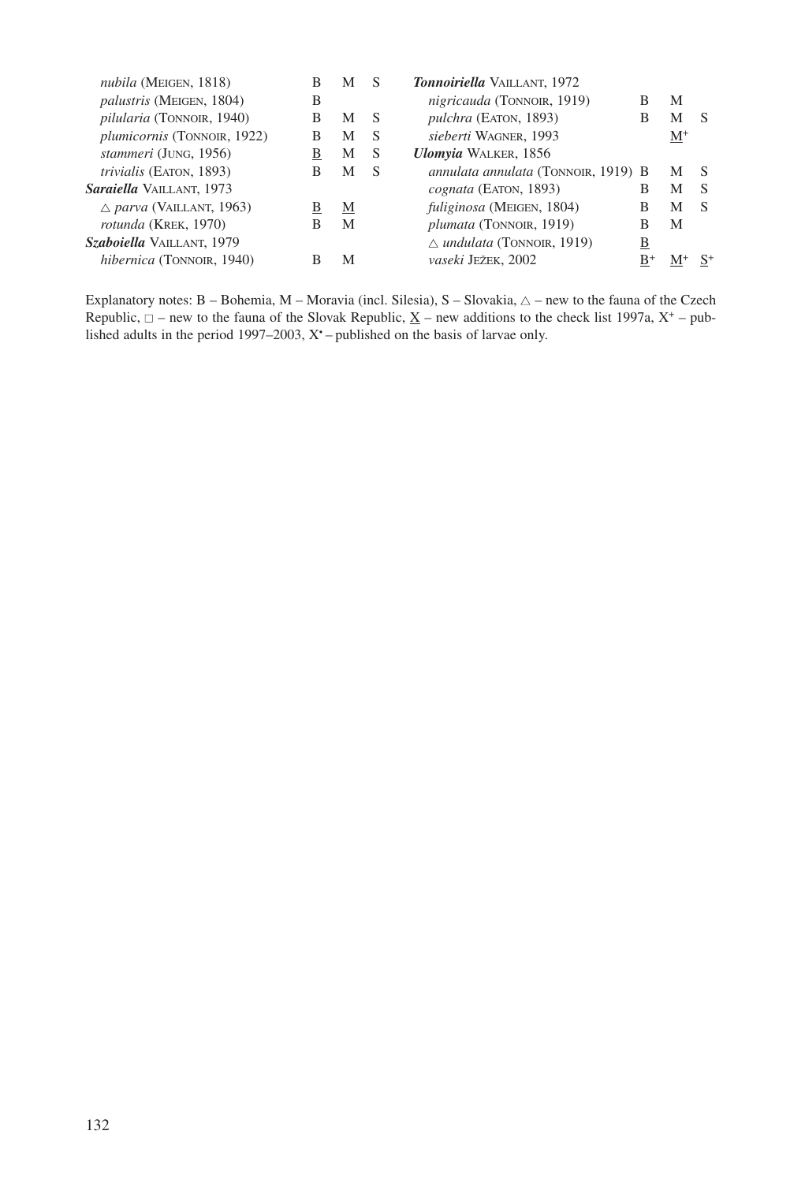| | | | |
|---|---|---|---|
| *nubila* (Meigen, 1818) | B | M | S |
| *palustris* (Meigen, 1804) | B | | |
| *pilularia* (Tonnoir, 1940) | B | M | S |
| *plumicornis* (Tonnoir, 1922) | B | M | S |
| *stammeri* (Jung, 1956) | <u>B</u> | M | S |
| *trivialis* (Eaton, 1893) | B | M | S |
| ***Saraiella*** Vaillant, 1973 | | | |
| △ *parva* (Vaillant, 1963) | <u>B</u> | <u>M</u> | |
| *rotunda* (Krek, 1970) | B | M | |
| ***Szaboiella*** Vaillant, 1979 | | | |
| *hibernica* (Tonnoir, 1940) | B | M | |
| ***Tonnoiriella*** Vaillant, 1972 | | | |
| *nigricauda* (Tonnoir, 1919) | B | M | |
| *pulchra* (Eaton, 1893) | B | M | S |
| *sieberti* Wagner, 1993 | | <u>M</u>+ | |
| ***Ulomyia*** Walker, 1856 | | | |
| *annulata annulata* (Tonnoir, 1919) | B | M | S |
| *cognata* (Eaton, 1893) | B | M | S |
| *fuliginosa* (Meigen, 1804) | B | M | S |
| *plumata* (Tonnoir, 1919) | B | M | |
| △ *undulata* (Tonnoir, 1919) | <u>B</u> | | |
| *vaseki* Ježek, 2002 | <u>B</u>+ | <u>M</u>+ | <u>S</u>+ |

Explanatory notes: B – Bohemia, M – Moravia (incl. Silesia), S – Slovakia, △ – new to the fauna of the Czech Republic, □ – new to the fauna of the Slovak Republic, <u>X</u> – new additions to the check list 1997a, X+ – published adults in the period 1997–2003, X• – published on the basis of larvae only.